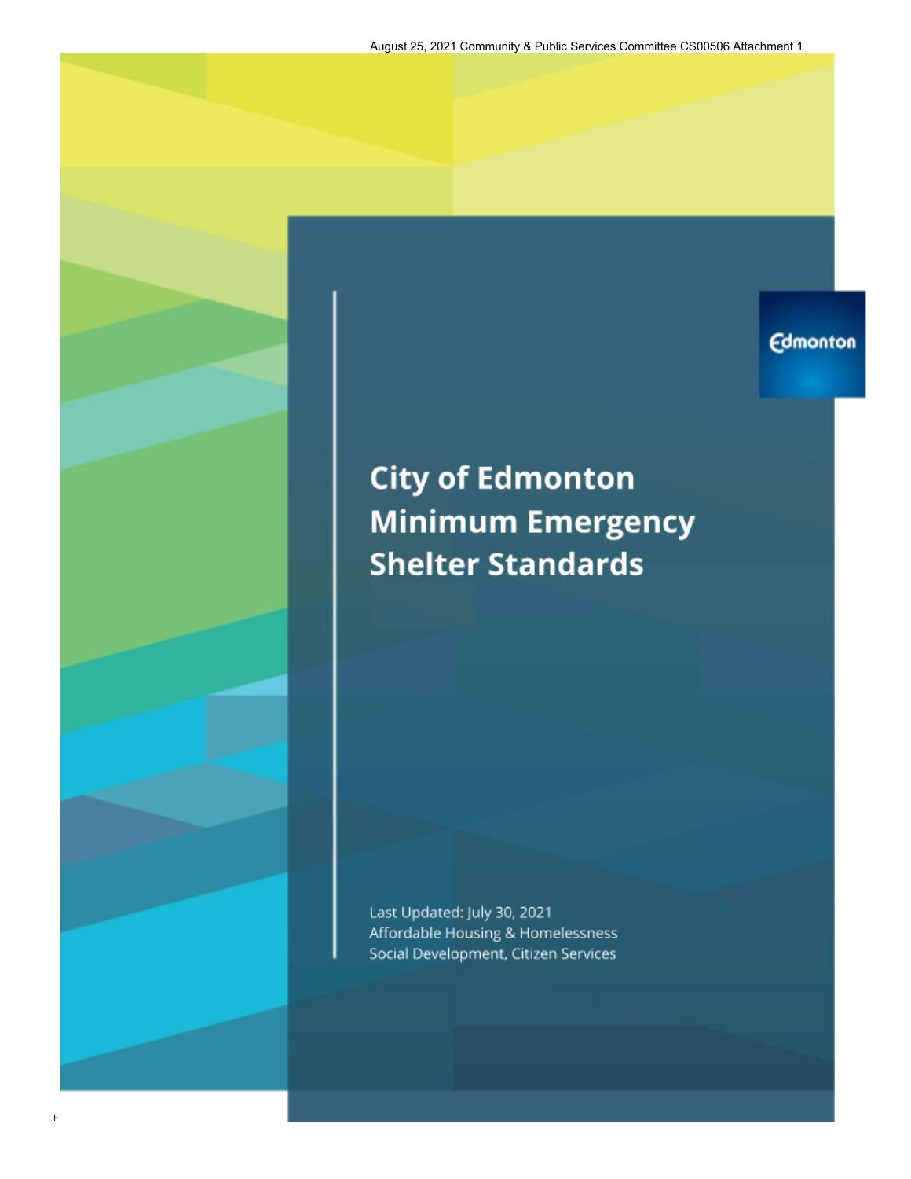August 25, 2021 Community & Public Services Committee CS00506 Attachment 1

Edmonton

# City of Edmonton Minimum Emergency Shelter Standards

Last Updated: July 30, 2021
Affordable Housing & Homelessness
Social Development, Citizen Services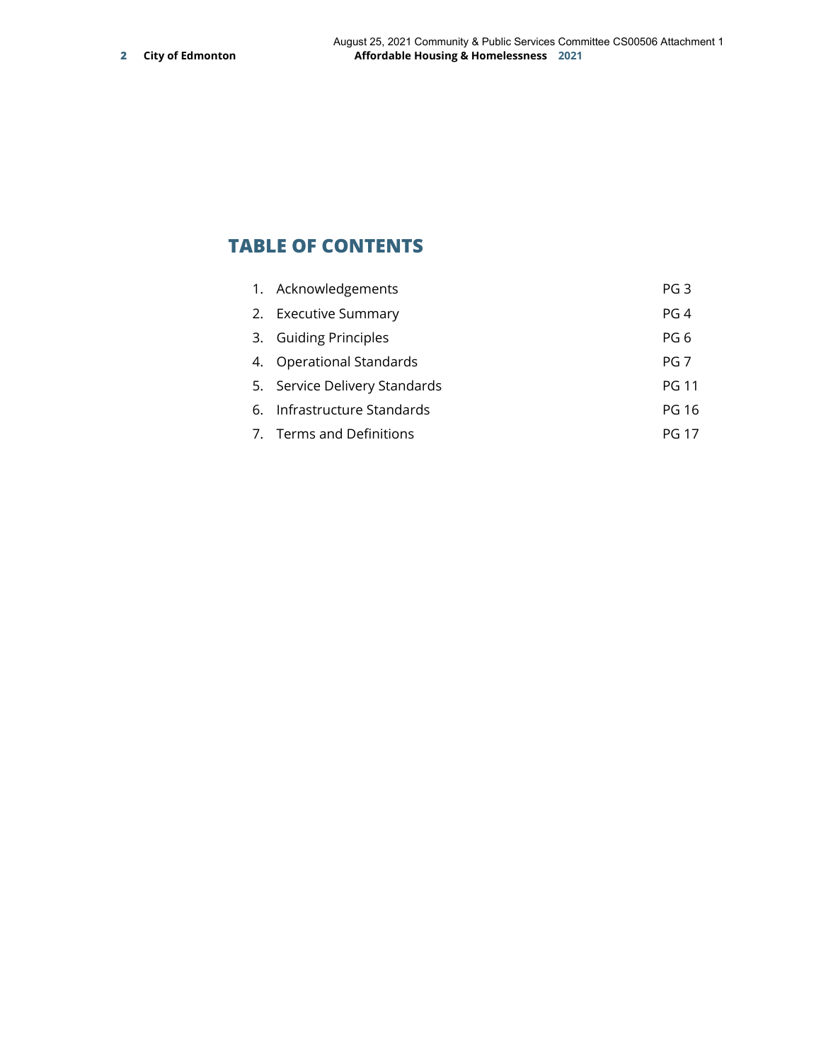## TABLE OF CONTENTS

1. Acknowledgements PG 3
2. Executive Summary PG 4
3. Guiding Principles PG 6
4. Operational Standards PG 7
5. Service Delivery Standards PG 11
6. Infrastructure Standards PG 16
7. Terms and Definitions PG 17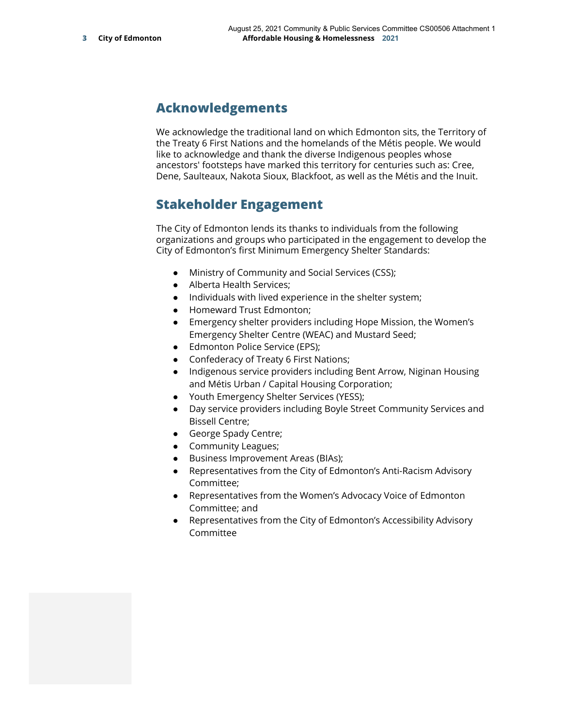## Acknowledgements

We acknowledge the traditional land on which Edmonton sits, the Territory of the Treaty 6 First Nations and the homelands of the Métis people. We would like to acknowledge and thank the diverse Indigenous peoples whose ancestors' footsteps have marked this territory for centuries such as: Cree, Dene, Saulteaux, Nakota Sioux, Blackfoot, as well as the Métis and the Inuit.

## Stakeholder Engagement

The City of Edmonton lends its thanks to individuals from the following organizations and groups who participated in the engagement to develop the City of Edmonton's first Minimum Emergency Shelter Standards:

- Ministry of Community and Social Services (CSS);
- Alberta Health Services;
- Individuals with lived experience in the shelter system;
- Homeward Trust Edmonton;
- Emergency shelter providers including Hope Mission, the Women's Emergency Shelter Centre (WEAC) and Mustard Seed;
- Edmonton Police Service (EPS);
- Confederacy of Treaty 6 First Nations;
- Indigenous service providers including Bent Arrow, Niginan Housing and Métis Urban / Capital Housing Corporation;
- Youth Emergency Shelter Services (YESS);
- Day service providers including Boyle Street Community Services and Bissell Centre;
- George Spady Centre;
- Community Leagues;
- Business Improvement Areas (BIAs);
- Representatives from the City of Edmonton's Anti-Racism Advisory Committee;
- Representatives from the Women's Advocacy Voice of Edmonton Committee; and
- Representatives from the City of Edmonton's Accessibility Advisory Committee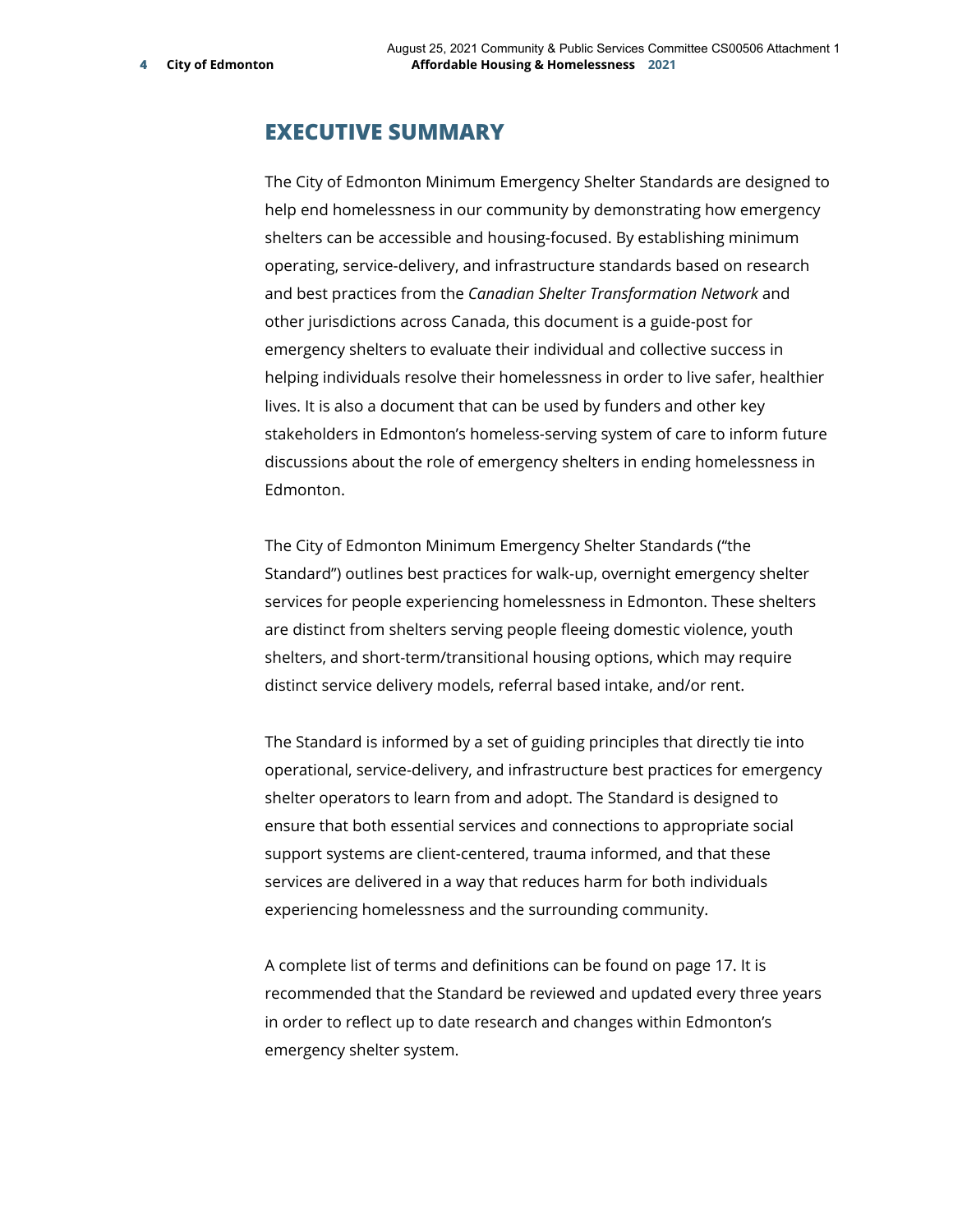# EXECUTIVE SUMMARY

The City of Edmonton Minimum Emergency Shelter Standards are designed to help end homelessness in our community by demonstrating how emergency shelters can be accessible and housing-focused. By establishing minimum operating, service-delivery, and infrastructure standards based on research and best practices from the *Canadian Shelter Transformation Network* and other jurisdictions across Canada, this document is a guide-post for emergency shelters to evaluate their individual and collective success in helping individuals resolve their homelessness in order to live safer, healthier lives. It is also a document that can be used by funders and other key stakeholders in Edmonton's homeless-serving system of care to inform future discussions about the role of emergency shelters in ending homelessness in Edmonton.

The City of Edmonton Minimum Emergency Shelter Standards ("the Standard") outlines best practices for walk-up, overnight emergency shelter services for people experiencing homelessness in Edmonton. These shelters are distinct from shelters serving people fleeing domestic violence, youth shelters, and short-term/transitional housing options, which may require distinct service delivery models, referral based intake, and/or rent.

The Standard is informed by a set of guiding principles that directly tie into operational, service-delivery, and infrastructure best practices for emergency shelter operators to learn from and adopt. The Standard is designed to ensure that both essential services and connections to appropriate social support systems are client-centered, trauma informed, and that these services are delivered in a way that reduces harm for both individuals experiencing homelessness and the surrounding community.

A complete list of terms and definitions can be found on page 17. It is recommended that the Standard be reviewed and updated every three years in order to reflect up to date research and changes within Edmonton's emergency shelter system.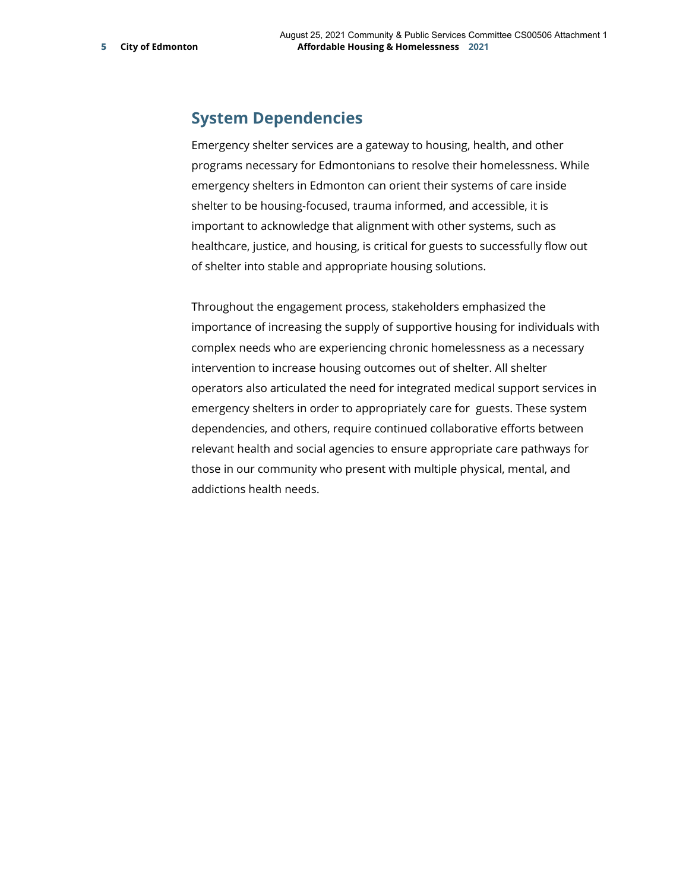## System Dependencies

Emergency shelter services are a gateway to housing, health, and other programs necessary for Edmontonians to resolve their homelessness. While emergency shelters in Edmonton can orient their systems of care inside shelter to be housing-focused, trauma informed, and accessible, it is important to acknowledge that alignment with other systems, such as healthcare, justice, and housing, is critical for guests to successfully flow out of shelter into stable and appropriate housing solutions.

Throughout the engagement process, stakeholders emphasized the importance of increasing the supply of supportive housing for individuals with complex needs who are experiencing chronic homelessness as a necessary intervention to increase housing outcomes out of shelter. All shelter operators also articulated the need for integrated medical support services in emergency shelters in order to appropriately care for guests. These system dependencies, and others, require continued collaborative efforts between relevant health and social agencies to ensure appropriate care pathways for those in our community who present with multiple physical, mental, and addictions health needs.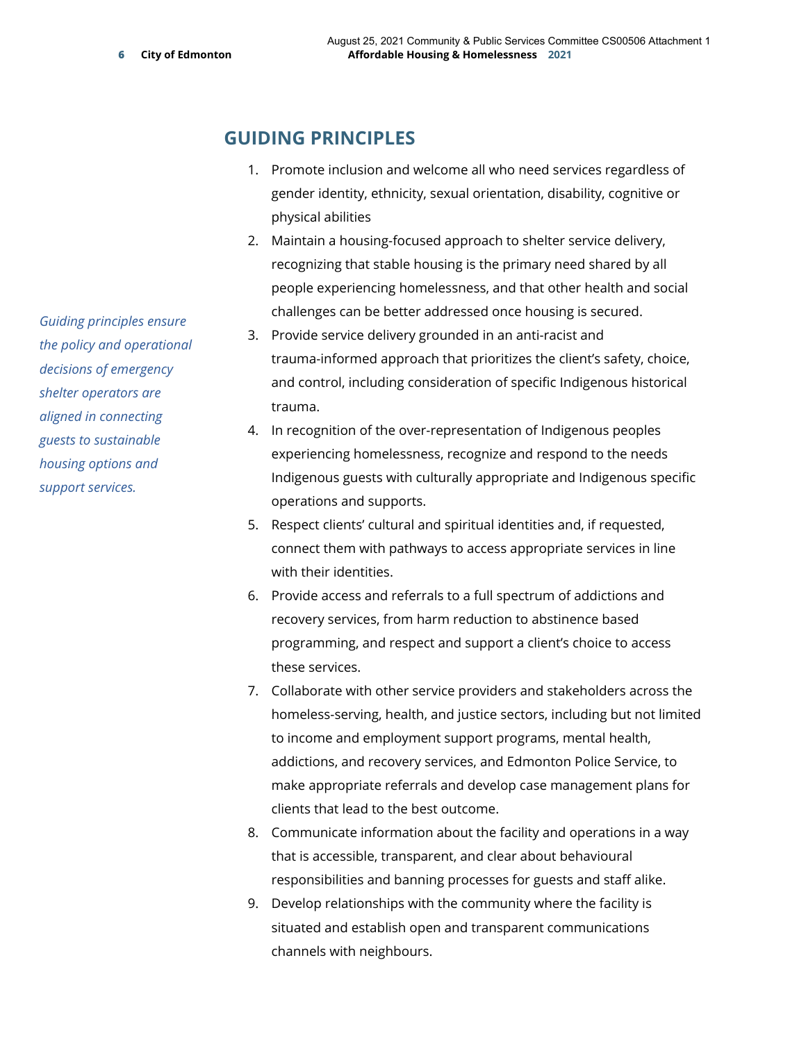## GUIDING PRINCIPLES

*Guiding principles ensure the policy and operational decisions of emergency shelter operators are aligned in connecting guests to sustainable housing options and support services.*

1. Promote inclusion and welcome all who need services regardless of gender identity, ethnicity, sexual orientation, disability, cognitive or physical abilities
2. Maintain a housing-focused approach to shelter service delivery, recognizing that stable housing is the primary need shared by all people experiencing homelessness, and that other health and social challenges can be better addressed once housing is secured.
3. Provide service delivery grounded in an anti-racist and trauma-informed approach that prioritizes the client's safety, choice, and control, including consideration of specific Indigenous historical trauma.
4. In recognition of the over-representation of Indigenous peoples experiencing homelessness, recognize and respond to the needs Indigenous guests with culturally appropriate and Indigenous specific operations and supports.
5. Respect clients' cultural and spiritual identities and, if requested, connect them with pathways to access appropriate services in line with their identities.
6. Provide access and referrals to a full spectrum of addictions and recovery services, from harm reduction to abstinence based programming, and respect and support a client's choice to access these services.
7. Collaborate with other service providers and stakeholders across the homeless-serving, health, and justice sectors, including but not limited to income and employment support programs, mental health, addictions, and recovery services, and Edmonton Police Service, to make appropriate referrals and develop case management plans for clients that lead to the best outcome.
8. Communicate information about the facility and operations in a way that is accessible, transparent, and clear about behavioural responsibilities and banning processes for guests and staff alike.
9. Develop relationships with the community where the facility is situated and establish open and transparent communications channels with neighbours.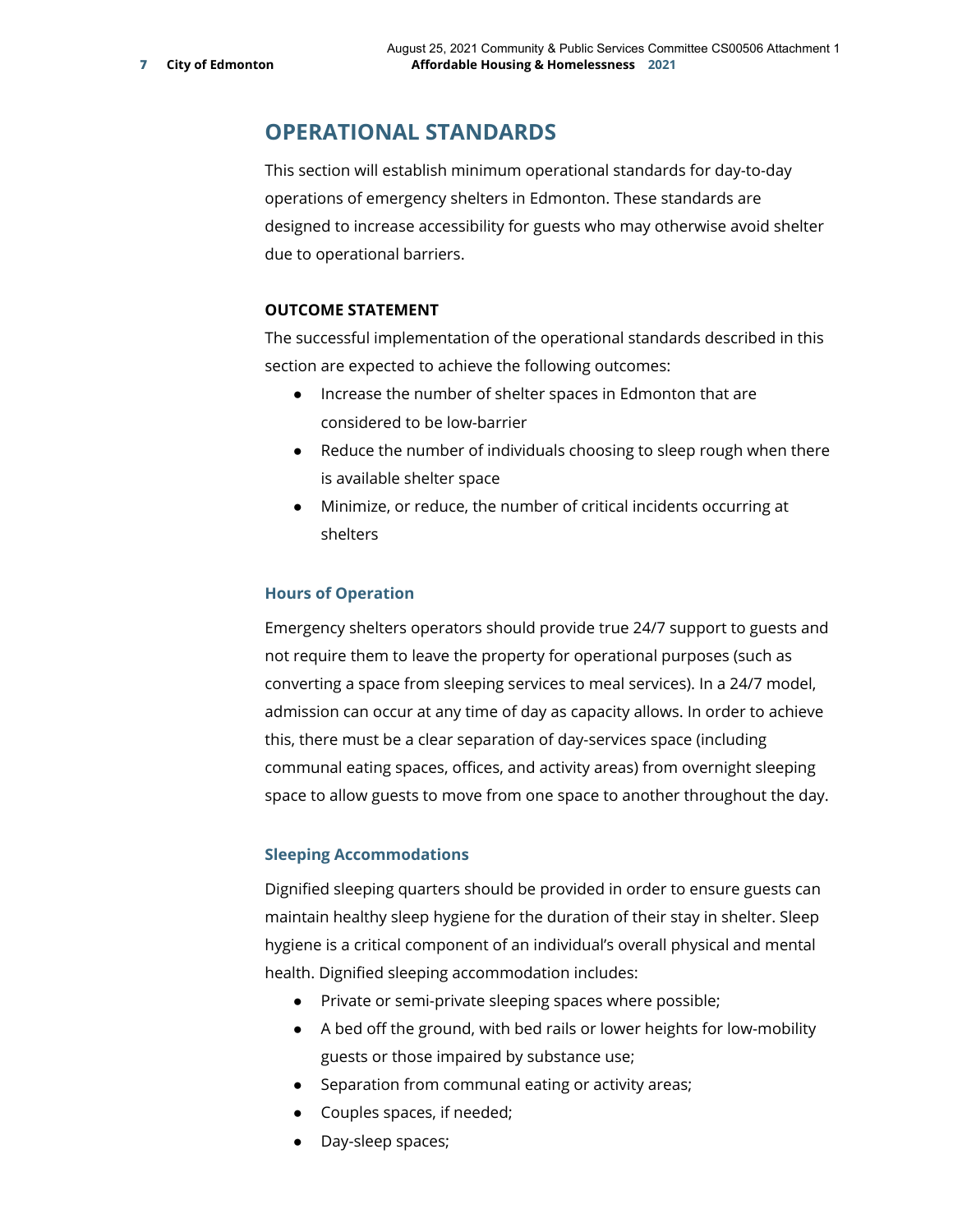## OPERATIONAL STANDARDS

This section will establish minimum operational standards for day-to-day operations of emergency shelters in Edmonton. These standards are designed to increase accessibility for guests who may otherwise avoid shelter due to operational barriers.

**OUTCOME STATEMENT**

The successful implementation of the operational standards described in this section are expected to achieve the following outcomes:

- Increase the number of shelter spaces in Edmonton that are considered to be low-barrier
- Reduce the number of individuals choosing to sleep rough when there is available shelter space
- Minimize, or reduce, the number of critical incidents occurring at shelters

### Hours of Operation

Emergency shelters operators should provide true 24/7 support to guests and not require them to leave the property for operational purposes (such as converting a space from sleeping services to meal services). In a 24/7 model, admission can occur at any time of day as capacity allows. In order to achieve this, there must be a clear separation of day-services space (including communal eating spaces, offices, and activity areas) from overnight sleeping space to allow guests to move from one space to another throughout the day.

### Sleeping Accommodations

Dignified sleeping quarters should be provided in order to ensure guests can maintain healthy sleep hygiene for the duration of their stay in shelter. Sleep hygiene is a critical component of an individual's overall physical and mental health. Dignified sleeping accommodation includes:

- Private or semi-private sleeping spaces where possible;
- A bed off the ground, with bed rails or lower heights for low-mobility guests or those impaired by substance use;
- Separation from communal eating or activity areas;
- Couples spaces, if needed;
- Day-sleep spaces;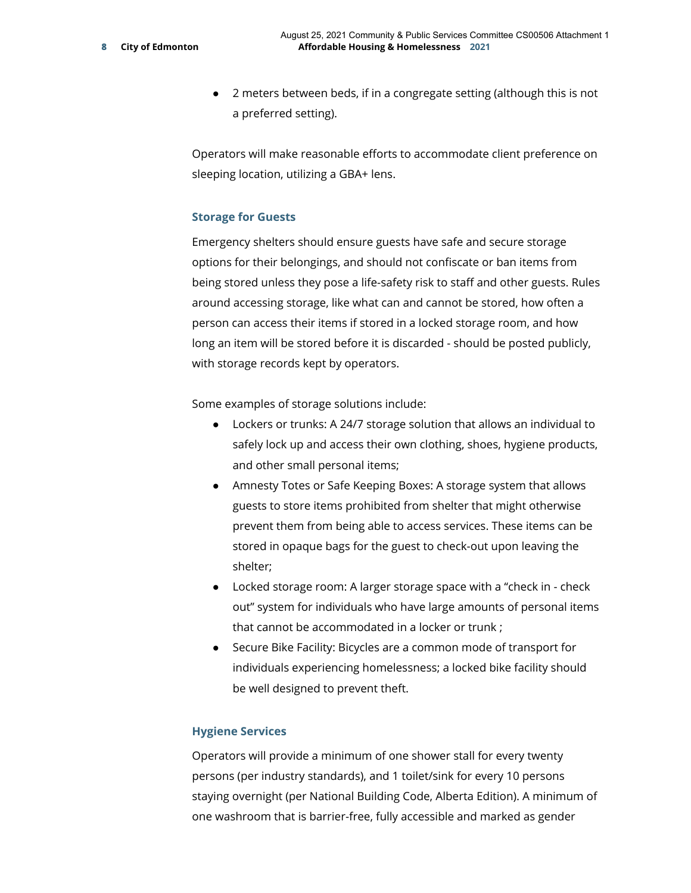- 2 meters between beds, if in a congregate setting (although this is not a preferred setting).

Operators will make reasonable efforts to accommodate client preference on sleeping location, utilizing a GBA+ lens.

### Storage for Guests

Emergency shelters should ensure guests have safe and secure storage options for their belongings, and should not confiscate or ban items from being stored unless they pose a life-safety risk to staff and other guests. Rules around accessing storage, like what can and cannot be stored, how often a person can access their items if stored in a locked storage room, and how long an item will be stored before it is discarded - should be posted publicly, with storage records kept by operators.

Some examples of storage solutions include:

- Lockers or trunks: A 24/7 storage solution that allows an individual to safely lock up and access their own clothing, shoes, hygiene products, and other small personal items;
- Amnesty Totes or Safe Keeping Boxes: A storage system that allows guests to store items prohibited from shelter that might otherwise prevent them from being able to access services. These items can be stored in opaque bags for the guest to check-out upon leaving the shelter;
- Locked storage room: A larger storage space with a "check in - check out" system for individuals who have large amounts of personal items that cannot be accommodated in a locker or trunk ;
- Secure Bike Facility: Bicycles are a common mode of transport for individuals experiencing homelessness; a locked bike facility should be well designed to prevent theft.

### Hygiene Services

Operators will provide a minimum of one shower stall for every twenty persons (per industry standards), and 1 toilet/sink for every 10 persons staying overnight (per National Building Code, Alberta Edition). A minimum of one washroom that is barrier-free, fully accessible and marked as gender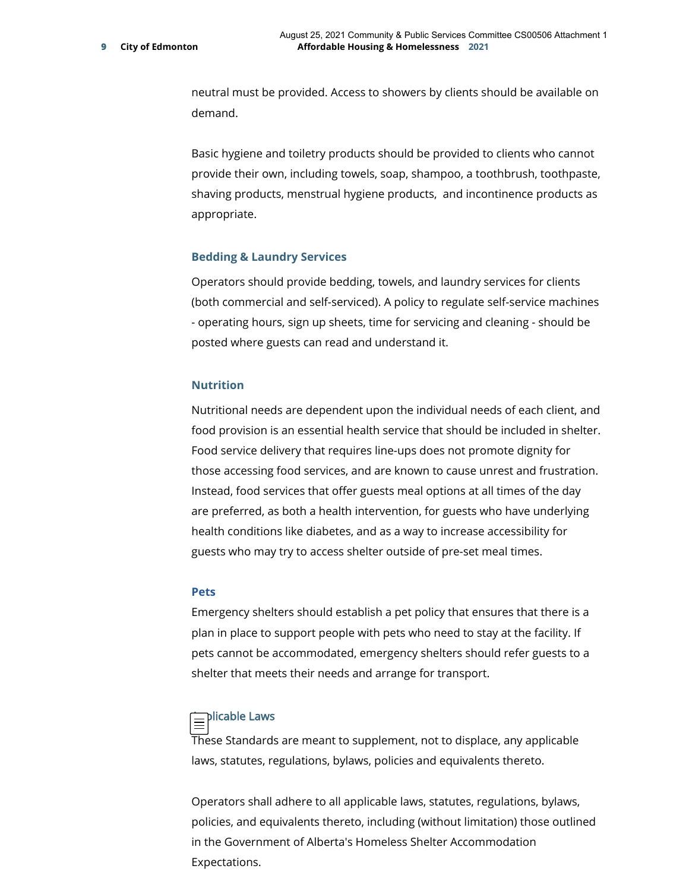neutral must be provided. Access to showers by clients should be available on demand.

Basic hygiene and toiletry products should be provided to clients who cannot provide their own, including towels, soap, shampoo, a toothbrush, toothpaste, shaving products, menstrual hygiene products, and incontinence products as appropriate.

### Bedding & Laundry Services

Operators should provide bedding, towels, and laundry services for clients (both commercial and self-serviced). A policy to regulate self-service machines - operating hours, sign up sheets, time for servicing and cleaning - should be posted where guests can read and understand it.

### Nutrition

Nutritional needs are dependent upon the individual needs of each client, and food provision is an essential health service that should be included in shelter. Food service delivery that requires line-ups does not promote dignity for those accessing food services, and are known to cause unrest and frustration. Instead, food services that offer guests meal options at all times of the day are preferred, as both a health intervention, for guests who have underlying health conditions like diabetes, and as a way to increase accessibility for guests who may try to access shelter outside of pre-set meal times.

### Pets

Emergency shelters should establish a pet policy that ensures that there is a plan in place to support people with pets who need to stay at the facility. If pets cannot be accommodated, emergency shelters should refer guests to a shelter that meets their needs and arrange for transport.

### Applicable Laws

These Standards are meant to supplement, not to displace, any applicable laws, statutes, regulations, bylaws, policies and equivalents thereto.

Operators shall adhere to all applicable laws, statutes, regulations, bylaws, policies, and equivalents thereto, including (without limitation) those outlined in the Government of Alberta's Homeless Shelter Accommodation Expectations.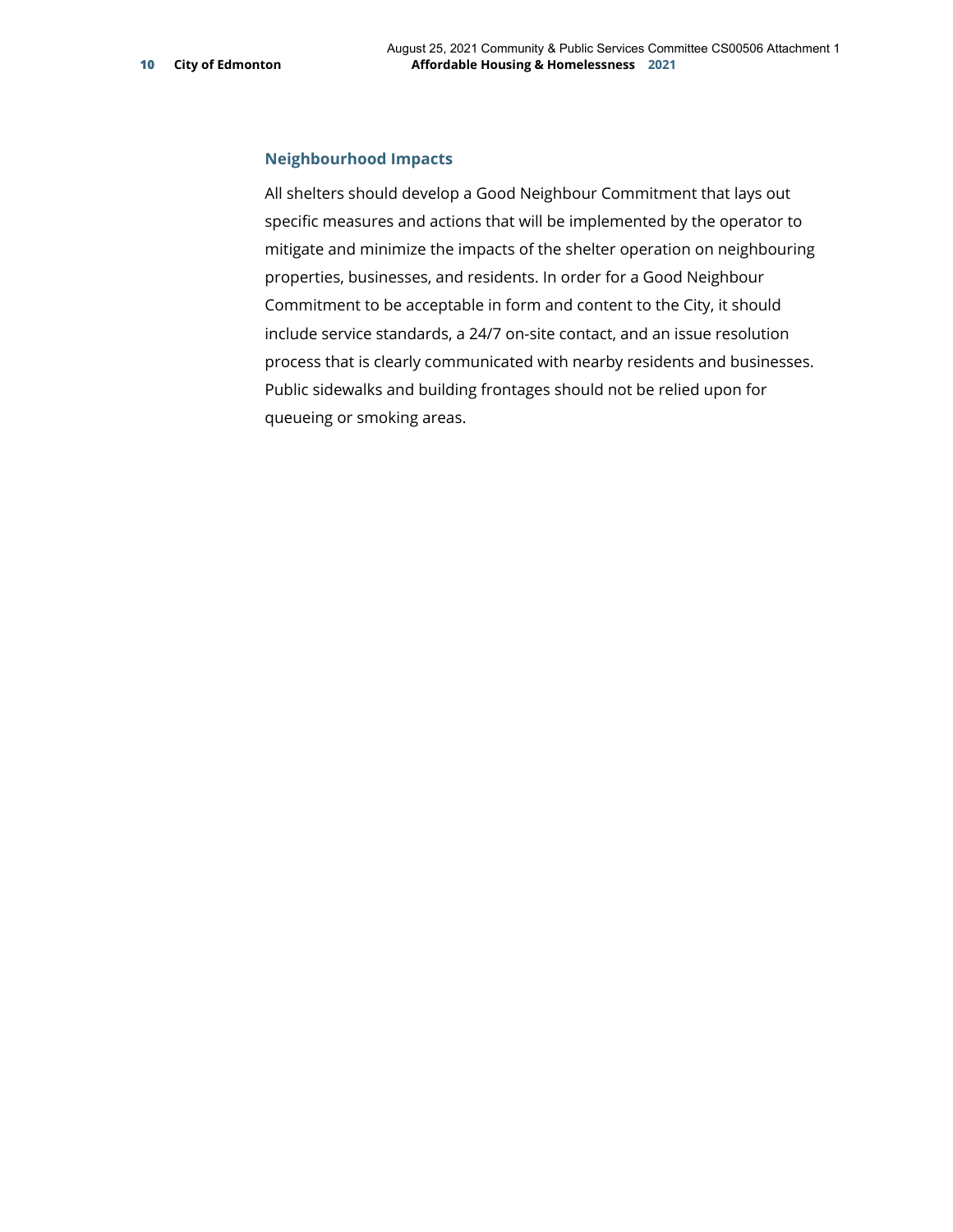### Neighbourhood Impacts

All shelters should develop a Good Neighbour Commitment that lays out specific measures and actions that will be implemented by the operator to mitigate and minimize the impacts of the shelter operation on neighbouring properties, businesses, and residents. In order for a Good Neighbour Commitment to be acceptable in form and content to the City, it should include service standards, a 24/7 on-site contact, and an issue resolution process that is clearly communicated with nearby residents and businesses. Public sidewalks and building frontages should not be relied upon for queueing or smoking areas.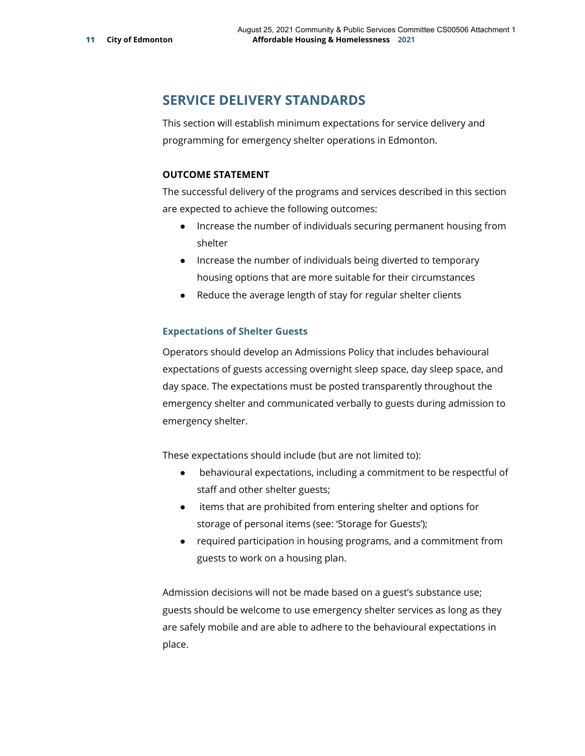## SERVICE DELIVERY STANDARDS

This section will establish minimum expectations for service delivery and programming for emergency shelter operations in Edmonton.

**OUTCOME STATEMENT**

The successful delivery of the programs and services described in this section are expected to achieve the following outcomes:

- Increase the number of individuals securing permanent housing from shelter
- Increase the number of individuals being diverted to temporary housing options that are more suitable for their circumstances
- Reduce the average length of stay for regular shelter clients

### Expectations of Shelter Guests

Operators should develop an Admissions Policy that includes behavioural expectations of guests accessing overnight sleep space, day sleep space, and day space. The expectations must be posted transparently throughout the emergency shelter and communicated verbally to guests during admission to emergency shelter.

These expectations should include (but are not limited to):

- behavioural expectations, including a commitment to be respectful of staff and other shelter guests;
- items that are prohibited from entering shelter and options for storage of personal items (see: 'Storage for Guests');
- required participation in housing programs, and a commitment from guests to work on a housing plan.

Admission decisions will not be made based on a guest's substance use; guests should be welcome to use emergency shelter services as long as they are safely mobile and are able to adhere to the behavioural expectations in place.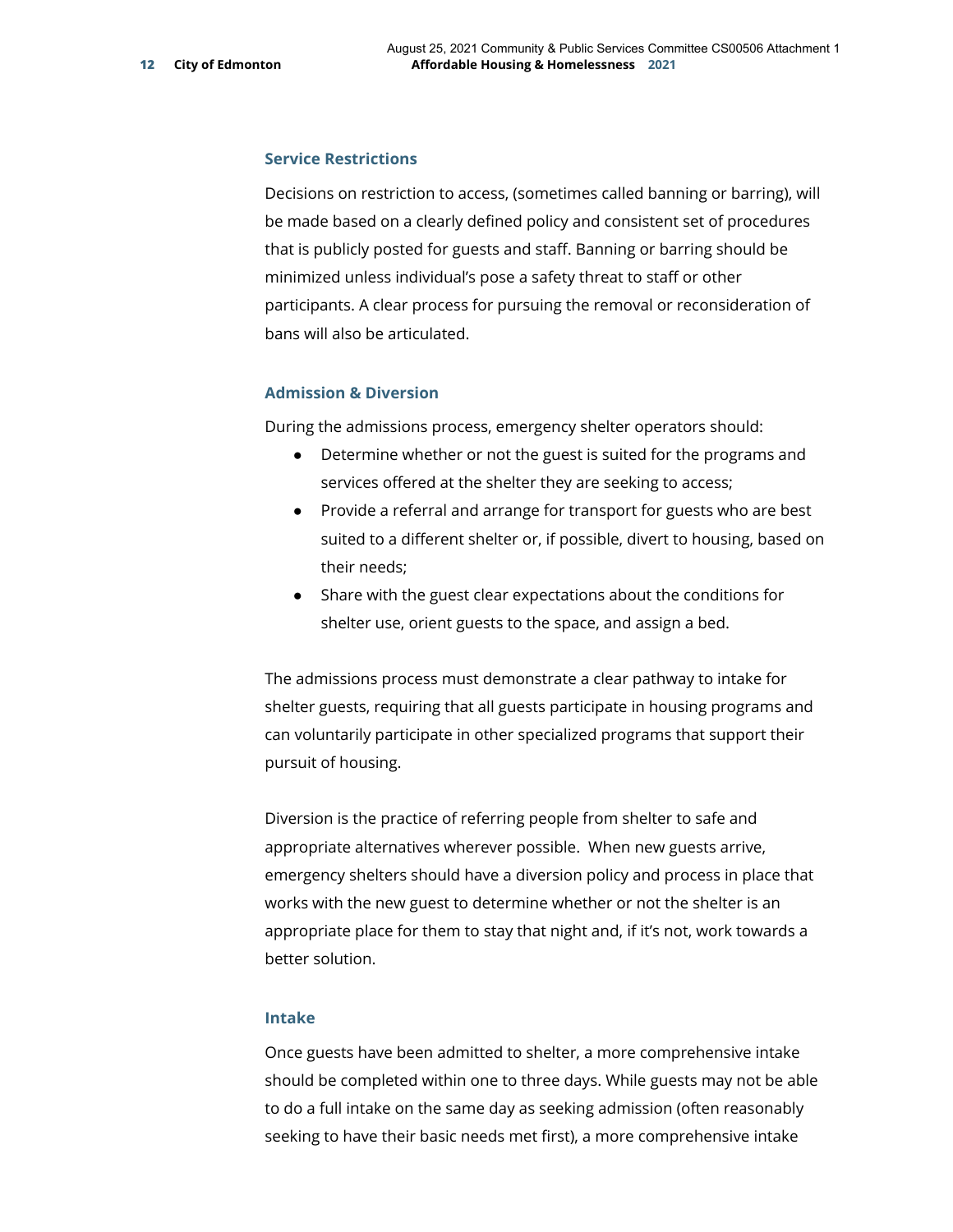### Service Restrictions

Decisions on restriction to access, (sometimes called banning or barring), will be made based on a clearly defined policy and consistent set of procedures that is publicly posted for guests and staff. Banning or barring should be minimized unless individual's pose a safety threat to staff or other participants. A clear process for pursuing the removal or reconsideration of bans will also be articulated.

### Admission & Diversion

During the admissions process, emergency shelter operators should:

- Determine whether or not the guest is suited for the programs and services offered at the shelter they are seeking to access;
- Provide a referral and arrange for transport for guests who are best suited to a different shelter or, if possible, divert to housing, based on their needs;
- Share with the guest clear expectations about the conditions for shelter use, orient guests to the space, and assign a bed.

The admissions process must demonstrate a clear pathway to intake for shelter guests, requiring that all guests participate in housing programs and can voluntarily participate in other specialized programs that support their pursuit of housing.

Diversion is the practice of referring people from shelter to safe and appropriate alternatives wherever possible. When new guests arrive, emergency shelters should have a diversion policy and process in place that works with the new guest to determine whether or not the shelter is an appropriate place for them to stay that night and, if it's not, work towards a better solution.

### Intake

Once guests have been admitted to shelter, a more comprehensive intake should be completed within one to three days. While guests may not be able to do a full intake on the same day as seeking admission (often reasonably seeking to have their basic needs met first), a more comprehensive intake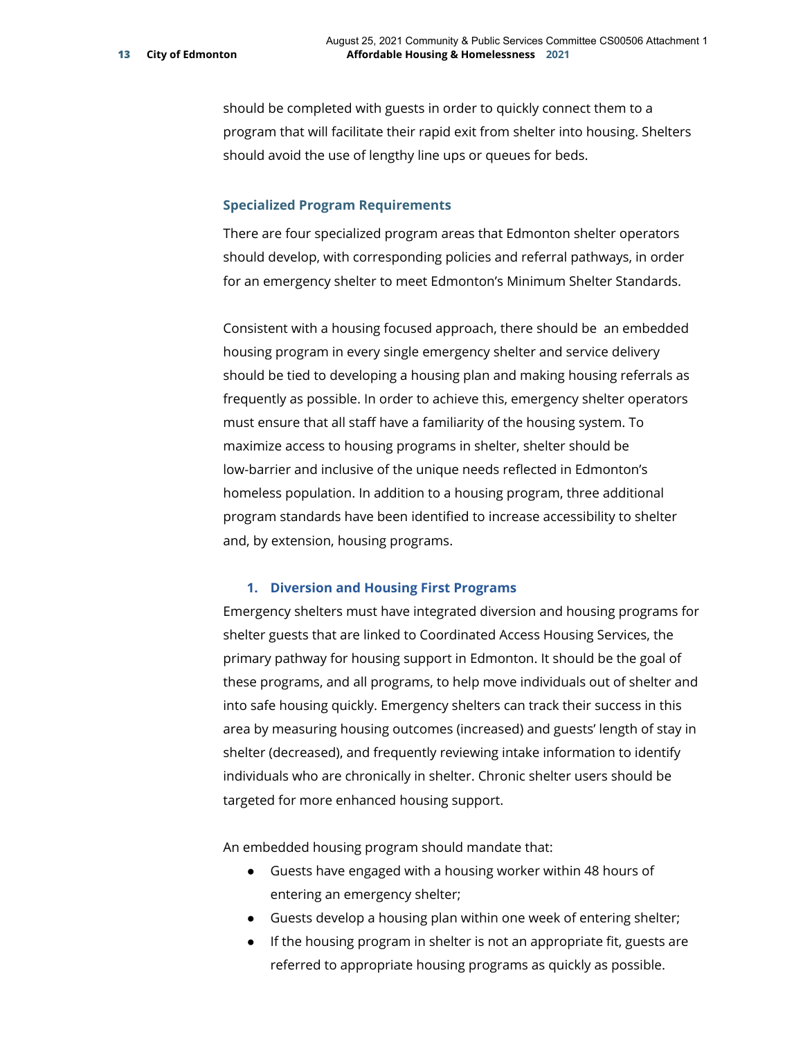should be completed with guests in order to quickly connect them to a program that will facilitate their rapid exit from shelter into housing. Shelters should avoid the use of lengthy line ups or queues for beds.

### Specialized Program Requirements

There are four specialized program areas that Edmonton shelter operators should develop, with corresponding policies and referral pathways, in order for an emergency shelter to meet Edmonton's Minimum Shelter Standards.

Consistent with a housing focused approach, there should be an embedded housing program in every single emergency shelter and service delivery should be tied to developing a housing plan and making housing referrals as frequently as possible. In order to achieve this, emergency shelter operators must ensure that all staff have a familiarity of the housing system. To maximize access to housing programs in shelter, shelter should be low-barrier and inclusive of the unique needs reflected in Edmonton's homeless population. In addition to a housing program, three additional program standards have been identified to increase accessibility to shelter and, by extension, housing programs.

#### 1. Diversion and Housing First Programs

Emergency shelters must have integrated diversion and housing programs for shelter guests that are linked to Coordinated Access Housing Services, the primary pathway for housing support in Edmonton. It should be the goal of these programs, and all programs, to help move individuals out of shelter and into safe housing quickly. Emergency shelters can track their success in this area by measuring housing outcomes (increased) and guests' length of stay in shelter (decreased), and frequently reviewing intake information to identify individuals who are chronically in shelter. Chronic shelter users should be targeted for more enhanced housing support.

An embedded housing program should mandate that:

- Guests have engaged with a housing worker within 48 hours of entering an emergency shelter;
- Guests develop a housing plan within one week of entering shelter;
- If the housing program in shelter is not an appropriate fit, guests are referred to appropriate housing programs as quickly as possible.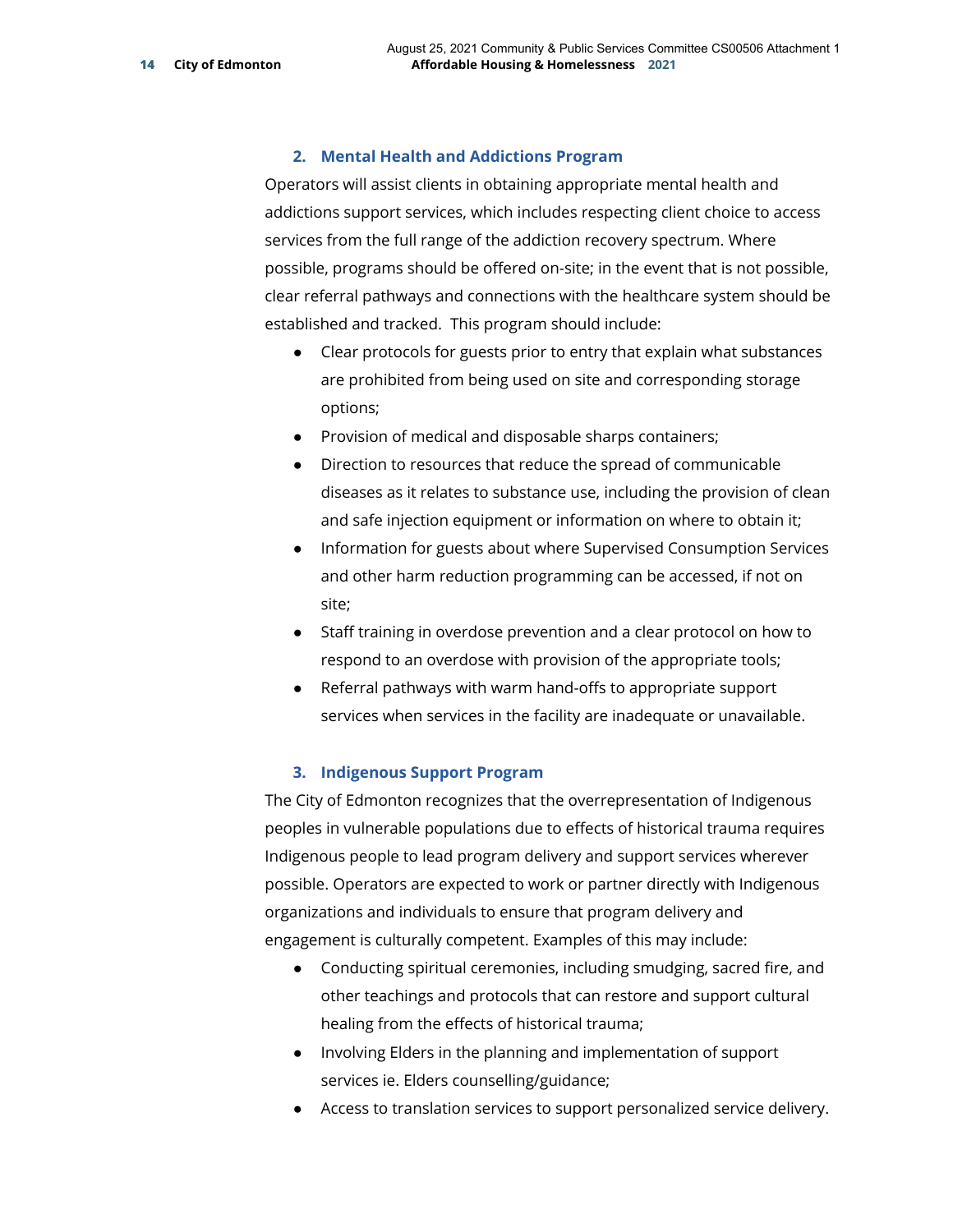### 2. Mental Health and Addictions Program

Operators will assist clients in obtaining appropriate mental health and addictions support services, which includes respecting client choice to access services from the full range of the addiction recovery spectrum. Where possible, programs should be offered on-site; in the event that is not possible, clear referral pathways and connections with the healthcare system should be established and tracked. This program should include:

- Clear protocols for guests prior to entry that explain what substances are prohibited from being used on site and corresponding storage options;
- Provision of medical and disposable sharps containers;
- Direction to resources that reduce the spread of communicable diseases as it relates to substance use, including the provision of clean and safe injection equipment or information on where to obtain it;
- Information for guests about where Supervised Consumption Services and other harm reduction programming can be accessed, if not on site;
- Staff training in overdose prevention and a clear protocol on how to respond to an overdose with provision of the appropriate tools;
- Referral pathways with warm hand-offs to appropriate support services when services in the facility are inadequate or unavailable.

### 3. Indigenous Support Program

The City of Edmonton recognizes that the overrepresentation of Indigenous peoples in vulnerable populations due to effects of historical trauma requires Indigenous people to lead program delivery and support services wherever possible. Operators are expected to work or partner directly with Indigenous organizations and individuals to ensure that program delivery and engagement is culturally competent. Examples of this may include:

- Conducting spiritual ceremonies, including smudging, sacred fire, and other teachings and protocols that can restore and support cultural healing from the effects of historical trauma;
- Involving Elders in the planning and implementation of support services ie. Elders counselling/guidance;
- Access to translation services to support personalized service delivery.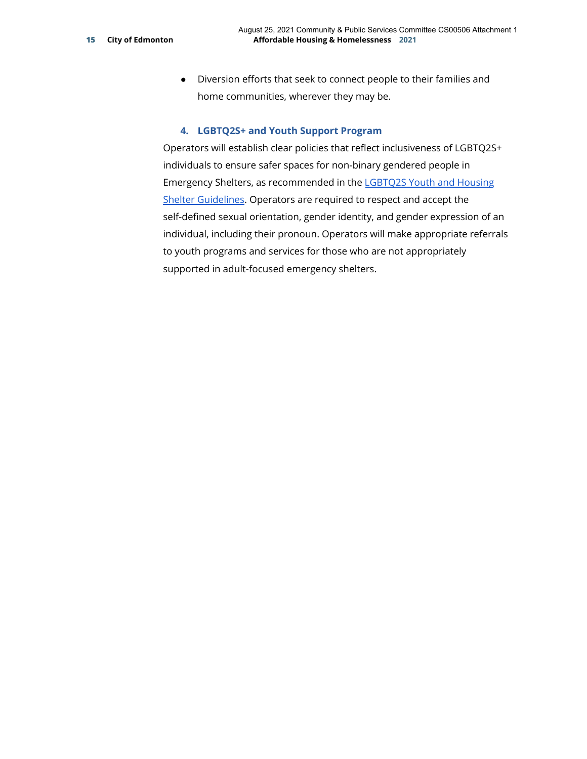- Diversion efforts that seek to connect people to their families and home communities, wherever they may be.

### 4. LGBTQ2S+ and Youth Support Program

Operators will establish clear policies that reflect inclusiveness of LGBTQ2S+ individuals to ensure safer spaces for non-binary gendered people in Emergency Shelters, as recommended in the LGBTQ2S Youth and Housing Shelter Guidelines. Operators are required to respect and accept the self-defined sexual orientation, gender identity, and gender expression of an individual, including their pronoun. Operators will make appropriate referrals to youth programs and services for those who are not appropriately supported in adult-focused emergency shelters.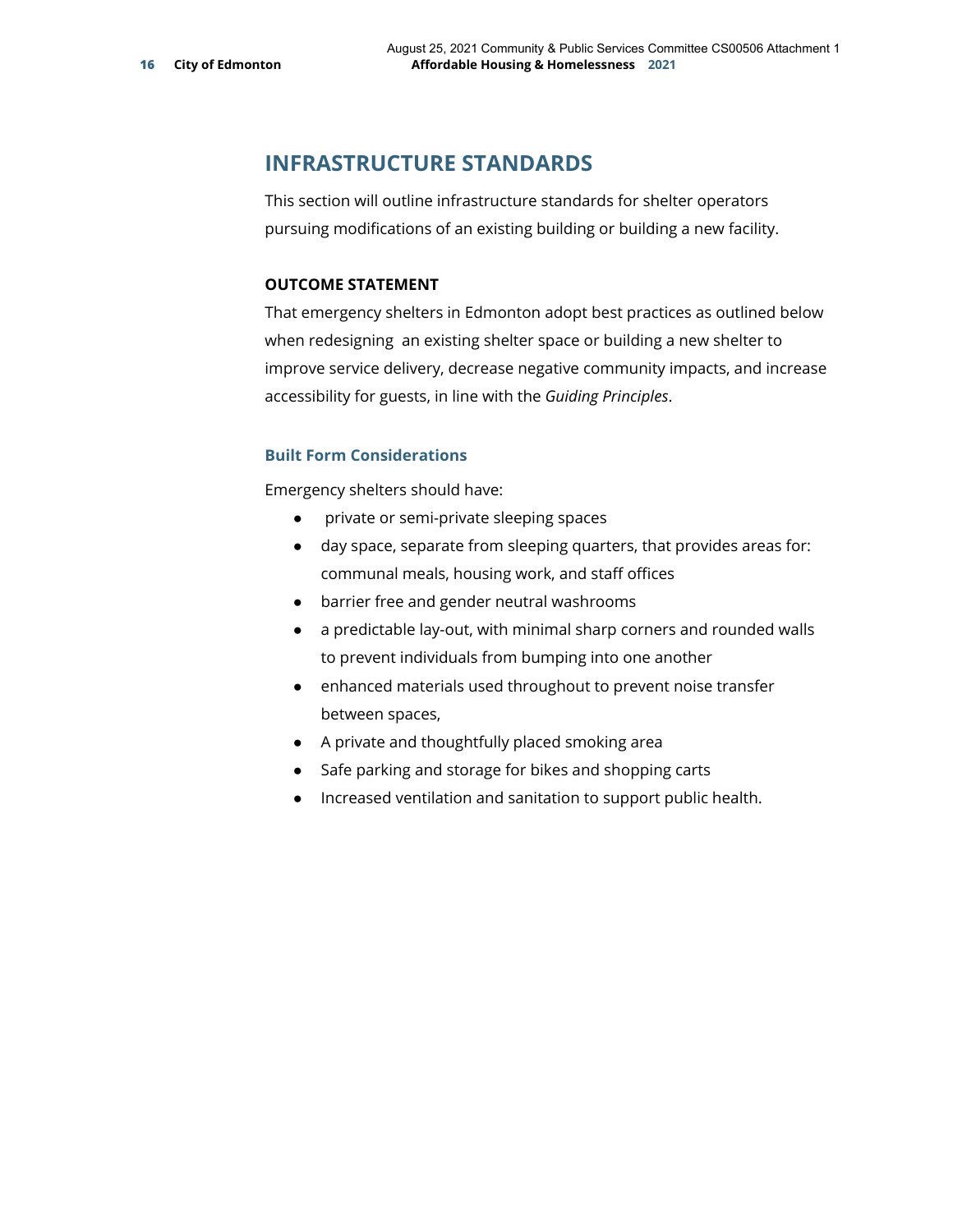## INFRASTRUCTURE STANDARDS

This section will outline infrastructure standards for shelter operators pursuing modifications of an existing building or building a new facility.

**OUTCOME STATEMENT**

That emergency shelters in Edmonton adopt best practices as outlined below when redesigning an existing shelter space or building a new shelter to improve service delivery, decrease negative community impacts, and increase accessibility for guests, in line with the *Guiding Principles*.

### Built Form Considerations

Emergency shelters should have:

- private or semi-private sleeping spaces
- day space, separate from sleeping quarters, that provides areas for: communal meals, housing work, and staff offices
- barrier free and gender neutral washrooms
- a predictable lay-out, with minimal sharp corners and rounded walls to prevent individuals from bumping into one another
- enhanced materials used throughout to prevent noise transfer between spaces,
- A private and thoughtfully placed smoking area
- Safe parking and storage for bikes and shopping carts
- Increased ventilation and sanitation to support public health.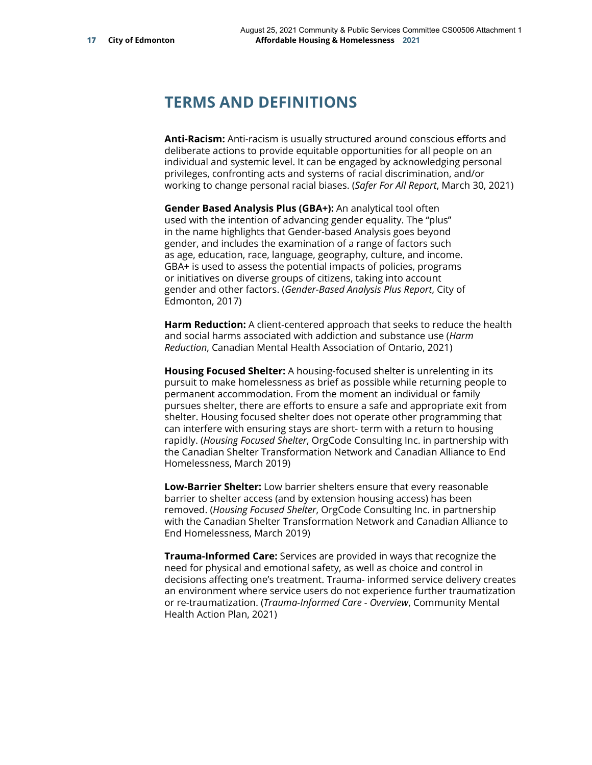# TERMS AND DEFINITIONS

**Anti-Racism:** Anti-racism is usually structured around conscious efforts and deliberate actions to provide equitable opportunities for all people on an individual and systemic level. It can be engaged by acknowledging personal privileges, confronting acts and systems of racial discrimination, and/or working to change personal racial biases. (*Safer For All Report*, March 30, 2021)

**Gender Based Analysis Plus (GBA+):** An analytical tool often used with the intention of advancing gender equality. The "plus" in the name highlights that Gender-based Analysis goes beyond gender, and includes the examination of a range of factors such as age, education, race, language, geography, culture, and income. GBA+ is used to assess the potential impacts of policies, programs or initiatives on diverse groups of citizens, taking into account gender and other factors. (*Gender-Based Analysis Plus Report*, City of Edmonton, 2017)

**Harm Reduction:** A client-centered approach that seeks to reduce the health and social harms associated with addiction and substance use (*Harm Reduction*, Canadian Mental Health Association of Ontario, 2021)

**Housing Focused Shelter:** A housing-focused shelter is unrelenting in its pursuit to make homelessness as brief as possible while returning people to permanent accommodation. From the moment an individual or family pursues shelter, there are efforts to ensure a safe and appropriate exit from shelter. Housing focused shelter does not operate other programming that can interfere with ensuring stays are short- term with a return to housing rapidly. (*Housing Focused Shelter*, OrgCode Consulting Inc. in partnership with the Canadian Shelter Transformation Network and Canadian Alliance to End Homelessness, March 2019)

**Low-Barrier Shelter:** Low barrier shelters ensure that every reasonable barrier to shelter access (and by extension housing access) has been removed. (*Housing Focused Shelter*, OrgCode Consulting Inc. in partnership with the Canadian Shelter Transformation Network and Canadian Alliance to End Homelessness, March 2019)

**Trauma-Informed Care:** Services are provided in ways that recognize the need for physical and emotional safety, as well as choice and control in decisions affecting one's treatment. Trauma- informed service delivery creates an environment where service users do not experience further traumatization or re-traumatization. (*Trauma-Informed Care - Overview*, Community Mental Health Action Plan, 2021)